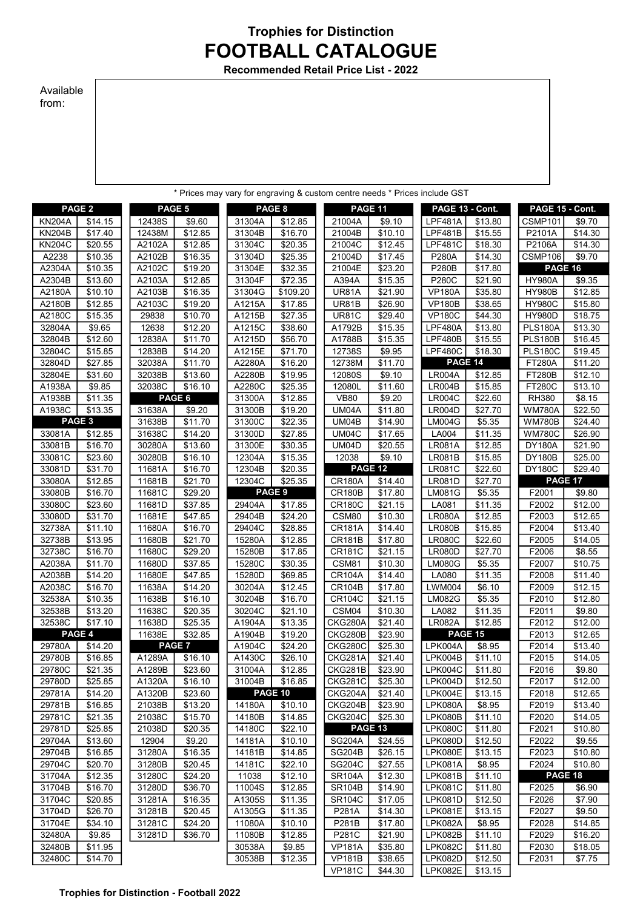**Trophies for Distinction**

# FOOTBALL CATALOGUE

**Recommended Retail Price List - 2022**

Available from:

\* Prices may vary for engraving & custom centre needs \* Prices include GST

| PAGE 2 | |
|---|---|
| KN204A | $14.15 |
| KN204B | $17.40 |
| KN204C | $20.55 |
| A2238 | $10.35 |
| A2304A | $10.35 |
| A2304B | $13.60 |
| A2180A | $10.10 |
| A2180B | $12.85 |
| A2180C | $15.35 |
| 32804A | $9.65 |
| 32804B | $12.60 |
| 32804C | $15.85 |
| 32804D | $27.85 |
| 32804E | $31.60 |
| A1938A | $9.85 |
| A1938B | $11.35 |
| A1938C | $13.35 |
| **PAGE 3** | |
| 33081A | $12.85 |
| 33081B | $16.70 |
| 33081C | $23.60 |
| 33081D | $31.70 |
| 33080A | $12.85 |
| 33080B | $16.70 |
| 33080C | $23.60 |
| 33080D | $31.70 |
| 32738A | $11.10 |
| 32738B | $13.95 |
| 32738C | $16.70 |
| A2038A | $11.70 |
| A2038B | $14.20 |
| A2038C | $16.70 |
| 32538A | $10.35 |
| 32538B | $13.20 |
| 32538C | $17.10 |
| **PAGE 4** | |
| 29780A | $14.20 |
| 29780B | $16.85 |
| 29780C | $21.35 |
| 29780D | $25.85 |
| 29781A | $14.20 |
| 29781B | $16.85 |
| 29781C | $21.35 |
| 29781D | $25.85 |
| 29704A | $13.60 |
| 29704B | $16.85 |
| 29704C | $20.70 |
| 31704A | $12.35 |
| 31704B | $16.70 |
| 31704C | $20.85 |
| 31704D | $26.70 |
| 31704E | $34.10 |
| 32480A | $9.85 |
| 32480B | $11.95 |
| 32480C | $14.70 |

| PAGE 5 | |
|---|---|
| 12438S | $9.60 |
| 12438M | $12.85 |
| A2102A | $12.85 |
| A2102B | $16.35 |
| A2102C | $19.20 |
| A2103A | $12.85 |
| A2103B | $16.35 |
| A2103C | $19.20 |
| 29838 | $10.70 |
| 12638 | $12.20 |
| 12838A | $11.70 |
| 12838B | $14.20 |
| 32038A | $11.70 |
| 32038B | $13.60 |
| 32038C | $16.10 |
| **PAGE 6** | |
| 31638A | $9.20 |
| 31638B | $11.70 |
| 31638C | $14.20 |
| 30280A | $13.60 |
| 30280B | $16.10 |
| 11681A | $16.70 |
| 11681B | $21.70 |
| 11681C | $29.20 |
| 11681D | $37.85 |
| 11681E | $47.85 |
| 11680A | $16.70 |
| 11680B | $21.70 |
| 11680C | $29.20 |
| 11680D | $37.85 |
| 11680E | $47.85 |
| 11638A | $14.20 |
| 11638B | $16.10 |
| 11638C | $20.35 |
| 11638D | $25.35 |
| 11638E | $32.85 |
| **PAGE 7** | |
| A1289A | $16.10 |
| A1289B | $23.60 |
| A1320A | $16.10 |
| A1320B | $23.60 |
| 21038B | $13.20 |
| 21038C | $15.70 |
| 21038D | $20.35 |
| 12904 | $9.20 |
| 31280A | $16.35 |
| 31280B | $20.45 |
| 31280C | $24.20 |
| 31280D | $36.70 |
| 31281A | $16.35 |
| 31281B | $20.45 |
| 31281C | $24.20 |
| 31281D | $36.70 |

| PAGE 8 | |
|---|---|
| 31304A | $12.85 |
| 31304B | $16.70 |
| 31304C | $20.35 |
| 31304D | $25.35 |
| 31304E | $32.35 |
| 31304F | $72.35 |
| 31304G | $109.20 |
| A1215A | $17.85 |
| A1215B | $27.35 |
| A1215C | $38.60 |
| A1215D | $56.70 |
| A1215E | $71.70 |
| A2280A | $16.20 |
| A2280B | $19.95 |
| A2280C | $25.35 |
| 31300A | $12.85 |
| 31300B | $19.20 |
| 31300C | $22.35 |
| 31300D | $27.85 |
| 31300E | $30.35 |
| 12304A | $15.35 |
| 12304B | $20.35 |
| 12304C | $25.35 |
| **PAGE 9** | |
| 29404A | $17.85 |
| 29404B | $24.20 |
| 29404C | $28.85 |
| 15280A | $12.85 |
| 15280B | $17.85 |
| 15280C | $30.35 |
| 15280D | $69.85 |
| 30204A | $12.45 |
| 30204B | $16.70 |
| 30204C | $21.10 |
| A1904A | $13.35 |
| A1904B | $19.20 |
| A1904C | $24.20 |
| A1430C | $26.10 |
| 31004A | $12.85 |
| 31004B | $16.85 |
| **PAGE 10** | |
| 14180A | $10.10 |
| 14180B | $14.85 |
| 14180C | $22.10 |
| 14181A | $10.10 |
| 14181B | $14.85 |
| 14181C | $22.10 |
| 11038 | $12.10 |
| 11004S | $12.85 |
| A1305S | $11.35 |
| A1305G | $11.35 |
| 11080A | $10.10 |
| 11080B | $12.85 |
| 30538A | $9.85 |
| 30538B | $12.35 |

| PAGE 11 | |
|---|---|
| 21004A | $9.10 |
| 21004B | $10.10 |
| 21004C | $12.45 |
| 21004D | $17.45 |
| 21004E | $23.20 |
| A394A | $15.35 |
| UR81A | $21.90 |
| UR81B | $26.90 |
| UR81C | $29.40 |
| A1792B | $15.35 |
| A1788B | $15.35 |
| 12738S | $9.95 |
| 12738M | $11.70 |
| 12080S | $9.10 |
| 12080L | $11.60 |
| VB80 | $9.20 |
| UM04A | $11.80 |
| UM04B | $14.90 |
| UM04C | $17.65 |
| UM04D | $20.55 |
| 12038 | $9.10 |
| **PAGE 12** | |
| CR180A | $14.40 |
| CR180B | $17.80 |
| CR180C | $21.15 |
| CSM80 | $10.30 |
| CR181A | $14.40 |
| CR181B | $17.80 |
| CR181C | $21.15 |
| CSM81 | $10.30 |
| CR104A | $14.40 |
| CR104B | $17.80 |
| CR104C | $21.15 |
| CSM04 | $10.30 |
| CKG280A | $21.40 |
| CKG280B | $23.90 |
| CKG280C | $25.30 |
| CKG281A | $21.40 |
| CKG281B | $23.90 |
| CKG281C | $25.30 |
| CKG204A | $21.40 |
| CKG204B | $23.90 |
| CKG204C | $25.30 |
| **PAGE 13** | |
| SG204A | $24.55 |
| SG204B | $26.15 |
| SG204C | $27.55 |
| SR104A | $12.30 |
| SR104B | $14.90 |
| SR104C | $17.05 |
| P281A | $14.30 |
| P281B | $17.80 |
| P281C | $21.90 |
| VP181A | $35.80 |
| VP181B | $38.65 |
| VP181C | $44.30 |

| PAGE 13 - Cont. | |
|---|---|
| LPF481A | $13.80 |
| LPF481B | $15.55 |
| LPF481C | $18.30 |
| P280A | $14.30 |
| P280B | $17.80 |
| P280C | $21.90 |
| VP180A | $35.80 |
| VP180B | $38.65 |
| VP180C | $44.30 |
| LPF480A | $13.80 |
| LPF480B | $15.55 |
| LPF480C | $18.30 |
| **PAGE 14** | |
| LR004A | $12.85 |
| LR004B | $15.85 |
| LR004C | $22.60 |
| LR004D | $27.70 |
| LM004G | $5.35 |
| LA004 | $11.35 |
| LR081A | $12.85 |
| LR081B | $15.85 |
| LR081C | $22.60 |
| LR081D | $27.70 |
| LM081G | $5.35 |
| LA081 | $11.35 |
| LR080A | $12.85 |
| LR080B | $15.85 |
| LR080C | $22.60 |
| LR080D | $27.70 |
| LM080G | $5.35 |
| LA080 | $11.35 |
| LWM004 | $6.10 |
| LM082G | $5.35 |
| LA082 | $11.35 |
| LR082A | $12.85 |
| **PAGE 15** | |
| LPK004A | $8.95 |
| LPK004B | $11.10 |
| LPK004C | $11.80 |
| LPK004D | $12.50 |
| LPK004E | $13.15 |
| LPK080A | $8.95 |
| LPK080B | $11.10 |
| LPK080C | $11.80 |
| LPK080D | $12.50 |
| LPK080E | $13.15 |
| LPK081A | $8.95 |
| LPK081B | $11.10 |
| LPK081C | $11.80 |
| LPK081D | $12.50 |
| LPK081E | $13.15 |
| LPK082A | $8.95 |
| LPK082B | $11.10 |
| LPK082C | $11.80 |
| LPK082D | $12.50 |
| LPK082E | $13.15 |

| PAGE 15 - Cont. | |
|---|---|
| CSMP101 | $9.70 |
| P2101A | $14.30 |
| P2106A | $14.30 |
| CSMP106 | $9.70 |
| **PAGE 16** | |
| HY980A | $9.35 |
| HY980B | $12.85 |
| HY980C | $15.80 |
| HY980D | $18.75 |
| PLS180A | $13.30 |
| PLS180B | $16.45 |
| PLS180C | $19.45 |
| FT280A | $11.20 |
| FT280B | $12.10 |
| FT280C | $13.10 |
| RH380 | $8.15 |
| WM780A | $22.50 |
| WM780B | $24.40 |
| WM780C | $26.90 |
| DY180A | $21.90 |
| DY180B | $25.00 |
| DY180C | $29.40 |
| **PAGE 17** | |
| F2001 | $9.80 |
| F2002 | $12.00 |
| F2003 | $12.65 |
| F2004 | $13.40 |
| F2005 | $14.05 |
| F2006 | $8.55 |
| F2007 | $10.75 |
| F2008 | $11.40 |
| F2009 | $12.15 |
| F2010 | $12.80 |
| F2011 | $9.80 |
| F2012 | $12.00 |
| F2013 | $12.65 |
| F2014 | $13.40 |
| F2015 | $14.05 |
| F2016 | $9.80 |
| F2017 | $12.00 |
| F2018 | $12.65 |
| F2019 | $13.40 |
| F2020 | $14.05 |
| F2021 | $10.80 |
| F2022 | $9.55 |
| F2023 | $10.80 |
| F2024 | $10.80 |
| **PAGE 18** | |
| F2025 | $6.90 |
| F2026 | $7.90 |
| F2027 | $9.50 |
| F2028 | $14.85 |
| F2029 | $16.20 |
| F2030 | $18.05 |
| F2031 | $7.75 |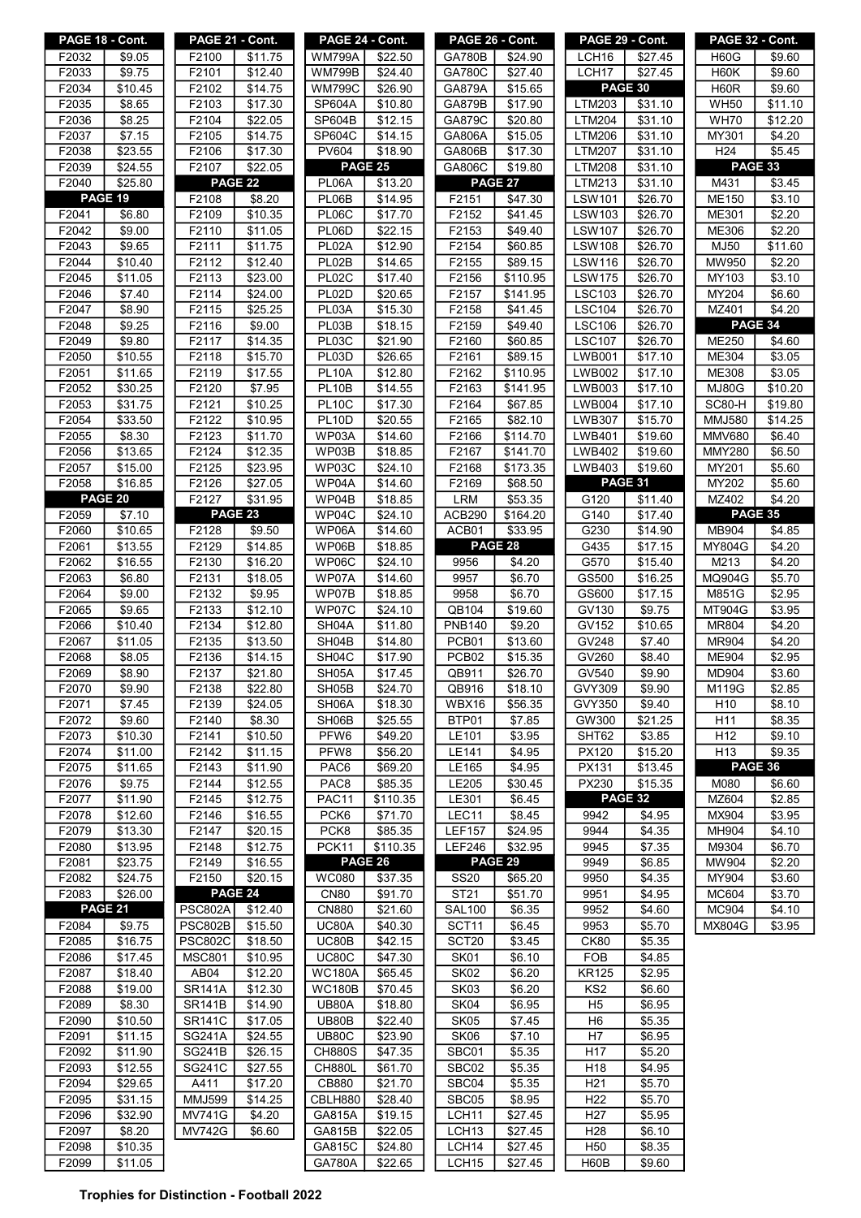| PAGE 18 - Cont. | |
|---|---|
| F2032 | $9.05 |
| F2033 | $9.75 |
| F2034 | $10.45 |
| F2035 | $8.65 |
| F2036 | $8.25 |
| F2037 | $7.15 |
| F2038 | $23.55 |
| F2039 | $24.55 |
| F2040 | $25.80 |
| **PAGE 19** | |
| F2041 | $6.80 |
| F2042 | $9.00 |
| F2043 | $9.65 |
| F2044 | $10.40 |
| F2045 | $11.05 |
| F2046 | $7.40 |
| F2047 | $8.90 |
| F2048 | $9.25 |
| F2049 | $9.80 |
| F2050 | $10.55 |
| F2051 | $11.65 |
| F2052 | $30.25 |
| F2053 | $31.75 |
| F2054 | $33.50 |
| F2055 | $8.30 |
| F2056 | $13.65 |
| F2057 | $15.00 |
| F2058 | $16.85 |
| **PAGE 20** | |
| F2059 | $7.10 |
| F2060 | $10.65 |
| F2061 | $13.55 |
| F2062 | $16.55 |
| F2063 | $6.80 |
| F2064 | $9.00 |
| F2065 | $9.65 |
| F2066 | $10.40 |
| F2067 | $11.05 |
| F2068 | $8.05 |
| F2069 | $8.90 |
| F2070 | $9.90 |
| F2071 | $7.45 |
| F2072 | $9.60 |
| F2073 | $10.30 |
| F2074 | $11.00 |
| F2075 | $11.65 |
| F2076 | $9.75 |
| F2077 | $11.90 |
| F2078 | $12.60 |
| F2079 | $13.30 |
| F2080 | $13.95 |
| F2081 | $23.75 |
| F2082 | $24.75 |
| F2083 | $26.00 |
| **PAGE 21** | |
| F2084 | $9.75 |
| F2085 | $16.75 |
| F2086 | $17.45 |
| F2087 | $18.40 |
| F2088 | $19.00 |
| F2089 | $8.30 |
| F2090 | $10.50 |
| F2091 | $11.15 |
| F2092 | $11.90 |
| F2093 | $12.55 |
| F2094 | $29.65 |
| F2095 | $31.15 |
| F2096 | $32.90 |
| F2097 | $8.20 |
| F2098 | $10.35 |
| F2099 | $11.05 |

| PAGE 21 - Cont. | |
|---|---|
| F2100 | $11.75 |
| F2101 | $12.40 |
| F2102 | $14.75 |
| F2103 | $17.30 |
| F2104 | $22.05 |
| F2105 | $14.75 |
| F2106 | $17.30 |
| F2107 | $22.05 |
| **PAGE 22** | |
| F2108 | $8.20 |
| F2109 | $10.35 |
| F2110 | $11.05 |
| F2111 | $11.75 |
| F2112 | $12.40 |
| F2113 | $23.00 |
| F2114 | $24.00 |
| F2115 | $25.25 |
| F2116 | $9.00 |
| F2117 | $14.35 |
| F2118 | $15.70 |
| F2119 | $17.55 |
| F2120 | $7.95 |
| F2121 | $10.25 |
| F2122 | $10.95 |
| F2123 | $11.70 |
| F2124 | $12.35 |
| F2125 | $23.95 |
| F2126 | $27.05 |
| F2127 | $31.95 |
| **PAGE 23** | |
| F2128 | $9.50 |
| F2129 | $14.85 |
| F2130 | $16.20 |
| F2131 | $18.05 |
| F2132 | $9.95 |
| F2133 | $12.10 |
| F2134 | $12.80 |
| F2135 | $13.50 |
| F2136 | $14.15 |
| F2137 | $21.80 |
| F2138 | $22.80 |
| F2139 | $24.05 |
| F2140 | $8.30 |
| F2141 | $10.50 |
| F2142 | $11.15 |
| F2143 | $11.90 |
| F2144 | $12.55 |
| F2145 | $12.75 |
| F2146 | $16.55 |
| F2147 | $20.15 |
| F2148 | $12.75 |
| F2149 | $16.55 |
| F2150 | $20.15 |
| **PAGE 24** | |
| PSC802A | $12.40 |
| PSC802B | $15.50 |
| PSC802C | $18.50 |
| MSC801 | $10.95 |
| AB04 | $12.20 |
| SR141A | $12.30 |
| SR141B | $14.90 |
| SR141C | $17.05 |
| SG241A | $24.55 |
| SG241B | $26.15 |
| SG241C | $27.55 |
| A411 | $17.20 |
| MMJ599 | $14.25 |
| MV741G | $4.20 |
| MV742G | $6.60 |

| PAGE 24 - Cont. | |
|---|---|
| WM799A | $22.50 |
| WM799B | $24.40 |
| WM799C | $26.90 |
| SP604A | $10.80 |
| SP604B | $12.15 |
| SP604C | $14.15 |
| PV604 | $18.90 |
| **PAGE 25** | |
| PL06A | $13.20 |
| PL06B | $14.95 |
| PL06C | $17.70 |
| PL06D | $22.15 |
| PL02A | $12.90 |
| PL02B | $14.65 |
| PL02C | $17.40 |
| PL02D | $20.65 |
| PL03A | $15.30 |
| PL03B | $18.15 |
| PL03C | $21.90 |
| PL03D | $26.65 |
| PL10A | $12.80 |
| PL10B | $14.55 |
| PL10C | $17.30 |
| PL10D | $20.55 |
| WP03A | $14.60 |
| WP03B | $18.85 |
| WP03C | $24.10 |
| WP04A | $14.60 |
| WP04B | $18.85 |
| WP04C | $24.10 |
| WP06A | $14.60 |
| WP06B | $18.85 |
| WP06C | $24.10 |
| WP07A | $14.60 |
| WP07B | $18.85 |
| WP07C | $24.10 |
| SH04A | $11.80 |
| SH04B | $14.80 |
| SH04C | $17.90 |
| SH05A | $17.45 |
| SH05B | $24.70 |
| SH06A | $18.30 |
| SH06B | $25.55 |
| PFW6 | $49.20 |
| PFW8 | $56.20 |
| PAC6 | $69.20 |
| PAC8 | $85.35 |
| PAC11 | $110.35 |
| PCK6 | $71.70 |
| PCK8 | $85.35 |
| PCK11 | $110.35 |
| **PAGE 26** | |
| WC080 | $37.35 |
| CN80 | $91.70 |
| CN880 | $21.60 |
| UC80A | $40.30 |
| UC80B | $42.15 |
| UC80C | $47.30 |
| WC180A | $65.45 |
| WC180B | $70.45 |
| UB80A | $18.80 |
| UB80B | $22.40 |
| UB80C | $23.90 |
| CH880S | $47.35 |
| CH880L | $61.70 |
| CB880 | $21.70 |
| CBLH880 | $28.40 |
| GA815A | $19.15 |
| GA815B | $22.05 |
| GA815C | $24.80 |
| GA780A | $22.65 |

| PAGE 26 - Cont. | |
|---|---|
| GA780B | $24.90 |
| GA780C | $27.40 |
| GA879A | $15.65 |
| GA879B | $17.90 |
| GA879C | $20.80 |
| GA806A | $15.05 |
| GA806B | $17.30 |
| GA806C | $19.80 |
| **PAGE 27** | |
| F2151 | $47.30 |
| F2152 | $41.45 |
| F2153 | $49.40 |
| F2154 | $60.85 |
| F2155 | $89.15 |
| F2156 | $110.95 |
| F2157 | $141.95 |
| F2158 | $41.45 |
| F2159 | $49.40 |
| F2160 | $60.85 |
| F2161 | $89.15 |
| F2162 | $110.95 |
| F2163 | $141.95 |
| F2164 | $67.85 |
| F2165 | $82.10 |
| F2166 | $114.70 |
| F2167 | $141.70 |
| F2168 | $173.35 |
| F2169 | $68.50 |
| LRM | $53.35 |
| ACB290 | $164.20 |
| ACB01 | $33.95 |
| **PAGE 28** | |
| 9956 | $4.20 |
| 9957 | $6.70 |
| 9958 | $6.70 |
| QB104 | $19.60 |
| PNB140 | $9.20 |
| PCB01 | $13.60 |
| PCB02 | $15.35 |
| QB911 | $26.70 |
| QB916 | $18.10 |
| WBX16 | $56.35 |
| BTP01 | $7.85 |
| LE101 | $3.95 |
| LE141 | $4.95 |
| LE165 | $4.95 |
| LE205 | $30.45 |
| LE301 | $6.45 |
| LEC11 | $8.45 |
| LEF157 | $24.95 |
| LEF246 | $32.95 |
| **PAGE 29** | |
| SS20 | $65.20 |
| ST21 | $51.70 |
| SAL100 | $6.35 |
| SCT11 | $6.45 |
| SCT20 | $3.45 |
| SK01 | $6.10 |
| SK02 | $6.20 |
| SK03 | $6.20 |
| SK04 | $6.95 |
| SK05 | $7.45 |
| SK06 | $7.10 |
| SBC01 | $5.35 |
| SBC02 | $5.35 |
| SBC04 | $5.35 |
| SBC05 | $8.95 |
| LCH11 | $27.45 |
| LCH13 | $27.45 |
| LCH14 | $27.45 |
| LCH15 | $27.45 |

| PAGE 29 - Cont. | |
|---|---|
| LCH16 | $27.45 |
| LCH17 | $27.45 |
| **PAGE 30** | |
| LTM203 | $31.10 |
| LTM204 | $31.10 |
| LTM206 | $31.10 |
| LTM207 | $31.10 |
| LTM208 | $31.10 |
| LTM213 | $31.10 |
| LSW101 | $26.70 |
| LSW103 | $26.70 |
| LSW107 | $26.70 |
| LSW108 | $26.70 |
| LSW116 | $26.70 |
| LSW175 | $26.70 |
| LSC103 | $26.70 |
| LSC104 | $26.70 |
| LSC106 | $26.70 |
| LSC107 | $26.70 |
| LWB001 | $17.10 |
| LWB002 | $17.10 |
| LWB003 | $17.10 |
| LWB004 | $17.10 |
| LWB307 | $15.70 |
| LWB401 | $19.60 |
| LWB402 | $19.60 |
| LWB403 | $19.60 |
| **PAGE 31** | |
| G120 | $11.40 |
| G140 | $17.40 |
| G230 | $14.90 |
| G435 | $17.15 |
| G570 | $15.40 |
| GS500 | $16.25 |
| GS600 | $17.15 |
| GV130 | $9.75 |
| GV152 | $10.65 |
| GV248 | $7.40 |
| GV260 | $8.40 |
| GV540 | $9.90 |
| GVY309 | $9.90 |
| GVY350 | $9.40 |
| GW300 | $21.25 |
| SHT62 | $3.85 |
| PX120 | $15.20 |
| PX131 | $13.45 |
| PX230 | $15.35 |
| **PAGE 32** | |
| 9942 | $4.95 |
| 9944 | $4.35 |
| 9945 | $7.35 |
| 9949 | $6.85 |
| 9950 | $4.35 |
| 9951 | $4.95 |
| 9952 | $4.60 |
| 9953 | $5.70 |
| CK80 | $5.35 |
| FOB | $4.85 |
| KR125 | $2.95 |
| KS2 | $6.60 |
| H5 | $6.95 |
| H6 | $5.35 |
| H7 | $6.95 |
| H17 | $5.20 |
| H18 | $4.95 |
| H21 | $5.70 |
| H22 | $5.70 |
| H27 | $5.95 |
| H28 | $6.10 |
| H50 | $8.35 |
| H60B | $9.60 |

| PAGE 32 - Cont. | |
|---|---|
| H60G | $9.60 |
| H60K | $9.60 |
| H60R | $9.60 |
| WH50 | $11.10 |
| WH70 | $12.20 |
| MY301 | $4.20 |
| H24 | $5.45 |
| **PAGE 33** | |
| M431 | $3.45 |
| ME150 | $3.10 |
| ME301 | $2.20 |
| ME306 | $2.20 |
| MJ50 | $11.60 |
| MW950 | $2.20 |
| MY103 | $3.10 |
| MY204 | $6.60 |
| MZ401 | $4.20 |
| **PAGE 34** | |
| ME250 | $4.60 |
| ME304 | $3.05 |
| ME308 | $3.05 |
| MJ80G | $10.20 |
| SC80-H | $19.80 |
| MMJ580 | $14.25 |
| MMV680 | $6.40 |
| MMY280 | $6.50 |
| MY201 | $5.60 |
| MY202 | $5.60 |
| MZ402 | $4.20 |
| **PAGE 35** | |
| MB904 | $4.85 |
| MY804G | $4.20 |
| M213 | $4.20 |
| MQ904G | $5.70 |
| M851G | $2.95 |
| MT904G | $3.95 |
| MR804 | $4.20 |
| MR904 | $4.20 |
| ME904 | $2.95 |
| MD904 | $3.60 |
| M119G | $2.85 |
| H10 | $8.10 |
| H11 | $8.35 |
| H12 | $9.10 |
| H13 | $9.35 |
| **PAGE 36** | |
| M080 | $6.60 |
| MZ604 | $2.85 |
| MX904 | $3.95 |
| MH904 | $4.10 |
| M9304 | $6.70 |
| MW904 | $2.20 |
| MY904 | $3.60 |
| MC604 | $3.70 |
| MC904 | $4.10 |
| MX804G | $3.95 |

**Trophies for Distinction - Football 2022**